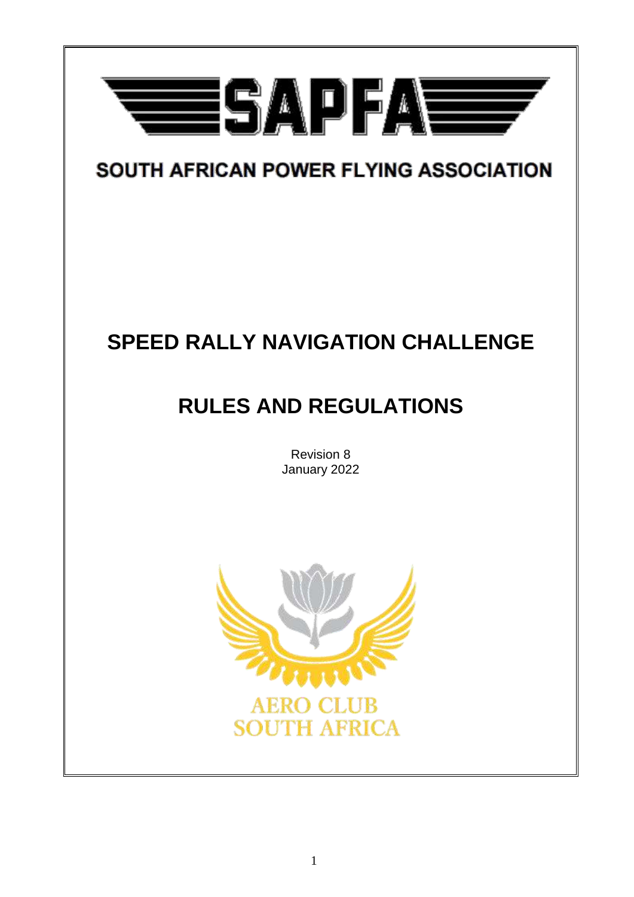# SAPFA

SOUTH AFRICAN POWER FLYING ASSOCIATION

# SPEED RALLY NAVIGATION CHALLENGE

# RULES AND REGULATIONS

Revision 8
January 2022

AERO CLUB
SOUTH AFRICA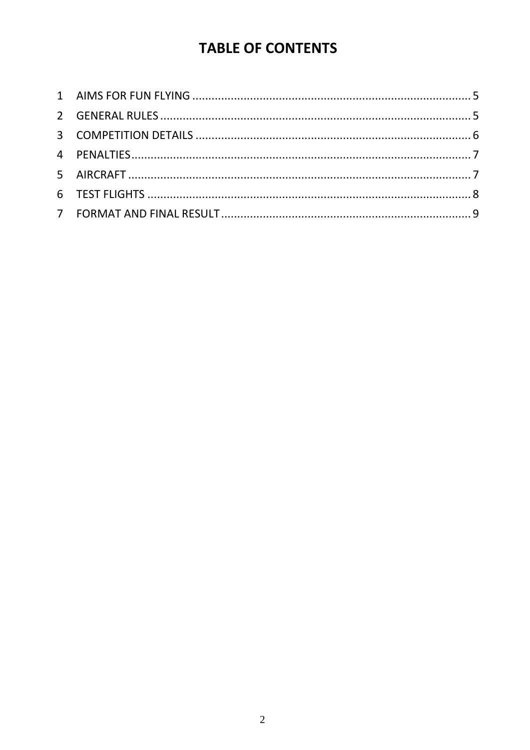# TABLE OF CONTENTS

1 AIMS FOR FUN FLYING ........................................................................................ 5
2 GENERAL RULES .................................................................................................. 5
3 COMPETITION DETAILS ...................................................................................... 6
4 PENALTIES.......................................................................................................... 7
5 AIRCRAFT ............................................................................................................ 7
6 TEST FLIGHTS ...................................................................................................... 8
7 FORMAT AND FINAL RESULT .............................................................................. 9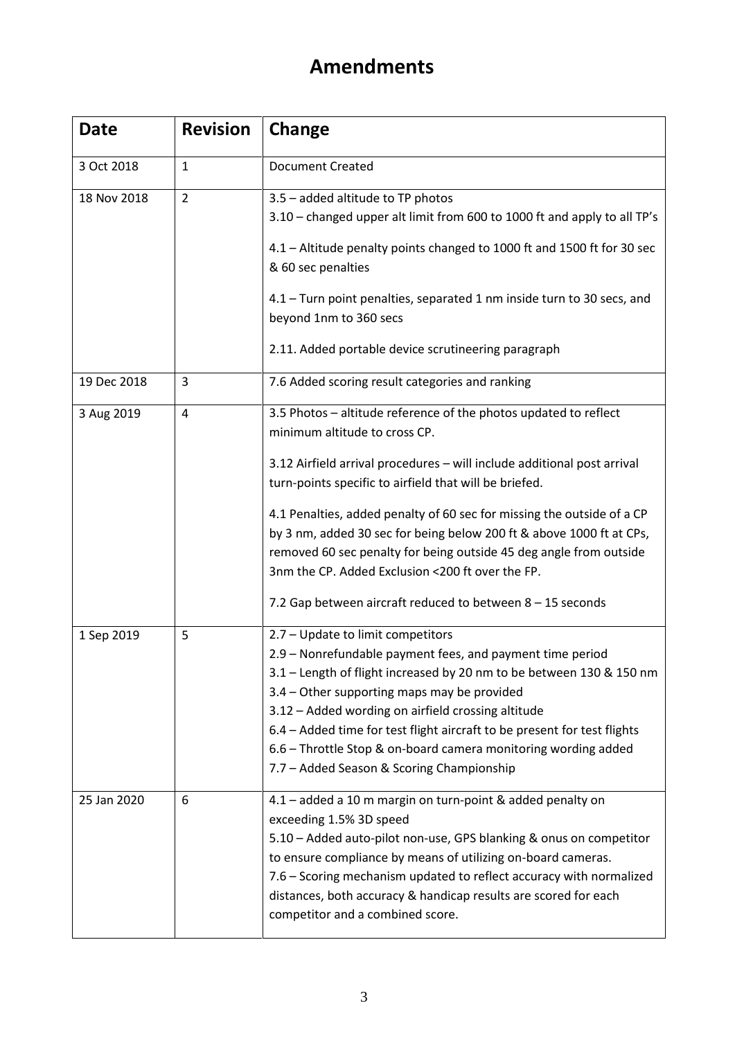# Amendments

| Date | Revision | Change |
|---|---|---|
| 3 Oct 2018 | 1 | Document Created |
| 18 Nov 2018 | 2 | 3.5 – added altitude to TP photos<br>3.10 – changed upper alt limit from 600 to 1000 ft and apply to all TP's<br><br>4.1 – Altitude penalty points changed to 1000 ft and 1500 ft for 30 sec & 60 sec penalties<br><br>4.1 – Turn point penalties, separated 1 nm inside turn to 30 secs, and beyond 1nm to 360 secs<br><br>2.11. Added portable device scrutineering paragraph |
| 19 Dec 2018 | 3 | 7.6 Added scoring result categories and ranking |
| 3 Aug 2019 | 4 | 3.5 Photos – altitude reference of the photos updated to reflect minimum altitude to cross CP.<br><br>3.12 Airfield arrival procedures – will include additional post arrival turn-points specific to airfield that will be briefed.<br><br>4.1 Penalties, added penalty of 60 sec for missing the outside of a CP by 3 nm, added 30 sec for being below 200 ft & above 1000 ft at CPs, removed 60 sec penalty for being outside 45 deg angle from outside 3nm the CP. Added Exclusion <200 ft over the FP.<br><br>7.2 Gap between aircraft reduced to between 8 – 15 seconds |
| 1 Sep 2019 | 5 | 2.7 – Update to limit competitors<br>2.9 – Nonrefundable payment fees, and payment time period<br>3.1 – Length of flight increased by 20 nm to be between 130 & 150 nm<br>3.4 – Other supporting maps may be provided<br>3.12 – Added wording on airfield crossing altitude<br>6.4 – Added time for test flight aircraft to be present for test flights<br>6.6 – Throttle Stop & on-board camera monitoring wording added<br>7.7 – Added Season & Scoring Championship |
| 25 Jan 2020 | 6 | 4.1 – added a 10 m margin on turn-point & added penalty on exceeding 1.5% 3D speed<br>5.10 – Added auto-pilot non-use, GPS blanking & onus on competitor to ensure compliance by means of utilizing on-board cameras.<br>7.6 – Scoring mechanism updated to reflect accuracy with normalized distances, both accuracy & handicap results are scored for each competitor and a combined score. |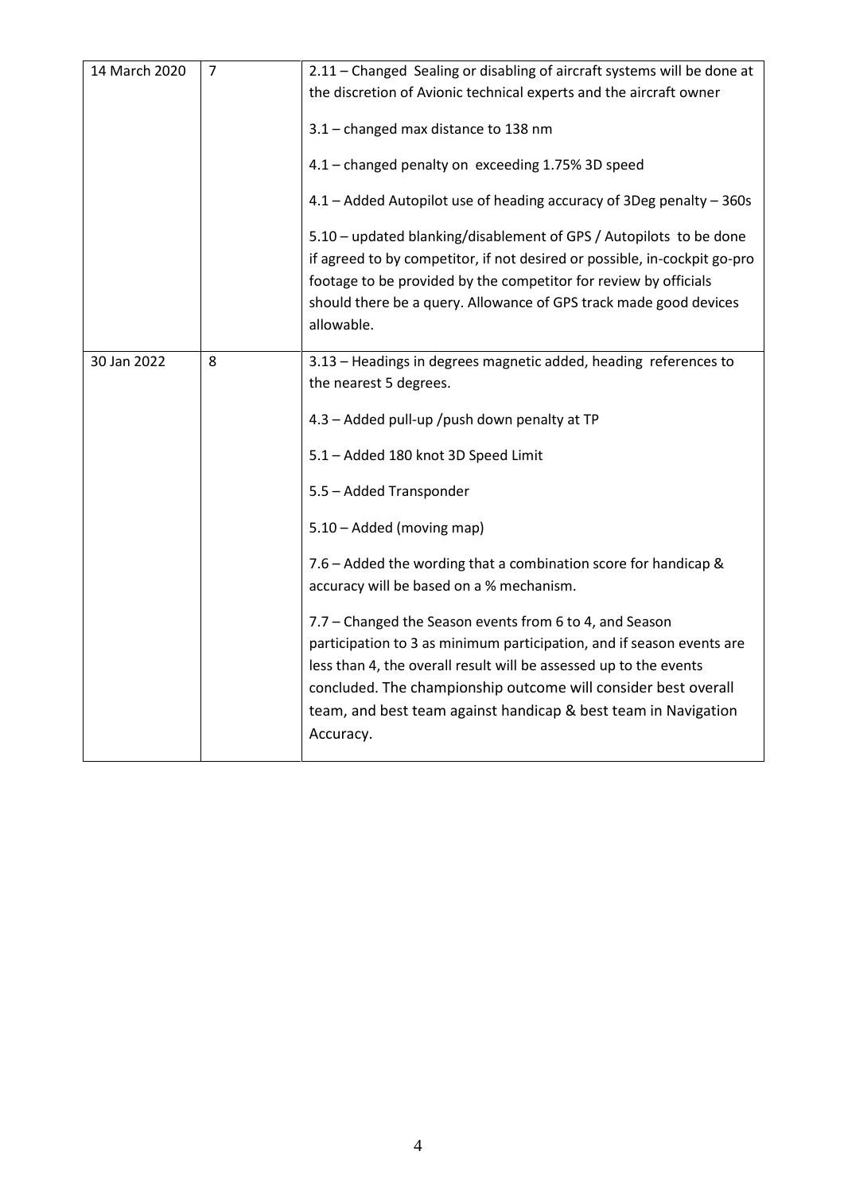| | | |
|---|---|---|
| 14 March 2020 | 7 | 2.11 – Changed Sealing or disabling of aircraft systems will be done at the discretion of Avionic technical experts and the aircraft owner<br><br>3.1 – changed max distance to 138 nm<br><br>4.1 – changed penalty on exceeding 1.75% 3D speed<br><br>4.1 – Added Autopilot use of heading accuracy of 3Deg penalty – 360s<br><br>5.10 – updated blanking/disablement of GPS / Autopilots to be done if agreed to by competitor, if not desired or possible, in-cockpit go-pro footage to be provided by the competitor for review by officials should there be a query. Allowance of GPS track made good devices allowable. |
| 30 Jan 2022 | 8 | 3.13 – Headings in degrees magnetic added, heading references to the nearest 5 degrees.<br><br>4.3 – Added pull-up /push down penalty at TP<br><br>5.1 – Added 180 knot 3D Speed Limit<br><br>5.5 – Added Transponder<br><br>5.10 – Added (moving map)<br><br>7.6 – Added the wording that a combination score for handicap & accuracy will be based on a % mechanism.<br><br>7.7 – Changed the Season events from 6 to 4, and Season participation to 3 as minimum participation, and if season events are less than 4, the overall result will be assessed up to the events concluded. The championship outcome will consider best overall team, and best team against handicap & best team in Navigation Accuracy. |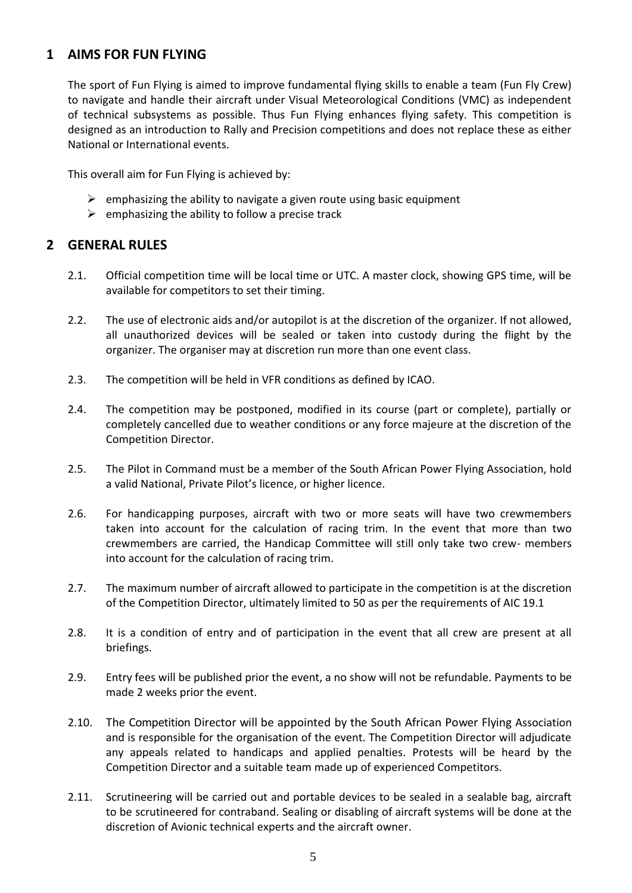## 1 AIMS FOR FUN FLYING

The sport of Fun Flying is aimed to improve fundamental flying skills to enable a team (Fun Fly Crew) to navigate and handle their aircraft under Visual Meteorological Conditions (VMC) as independent of technical subsystems as possible. Thus Fun Flying enhances flying safety. This competition is designed as an introduction to Rally and Precision competitions and does not replace these as either National or International events.

This overall aim for Fun Flying is achieved by:

- emphasizing the ability to navigate a given route using basic equipment
- emphasizing the ability to follow a precise track

## 2 GENERAL RULES

2.1. Official competition time will be local time or UTC. A master clock, showing GPS time, will be available for competitors to set their timing.

2.2. The use of electronic aids and/or autopilot is at the discretion of the organizer. If not allowed, all unauthorized devices will be sealed or taken into custody during the flight by the organizer. The organiser may at discretion run more than one event class.

2.3. The competition will be held in VFR conditions as defined by ICAO.

2.4. The competition may be postponed, modified in its course (part or complete), partially or completely cancelled due to weather conditions or any force majeure at the discretion of the Competition Director.

2.5. The Pilot in Command must be a member of the South African Power Flying Association, hold a valid National, Private Pilot's licence, or higher licence.

2.6. For handicapping purposes, aircraft with two or more seats will have two crewmembers taken into account for the calculation of racing trim. In the event that more than two crewmembers are carried, the Handicap Committee will still only take two crew- members into account for the calculation of racing trim.

2.7. The maximum number of aircraft allowed to participate in the competition is at the discretion of the Competition Director, ultimately limited to 50 as per the requirements of AIC 19.1

2.8. It is a condition of entry and of participation in the event that all crew are present at all briefings.

2.9. Entry fees will be published prior the event, a no show will not be refundable. Payments to be made 2 weeks prior the event.

2.10. The Competition Director will be appointed by the South African Power Flying Association and is responsible for the organisation of the event. The Competition Director will adjudicate any appeals related to handicaps and applied penalties. Protests will be heard by the Competition Director and a suitable team made up of experienced Competitors.

2.11. Scrutineering will be carried out and portable devices to be sealed in a sealable bag, aircraft to be scrutineered for contraband. Sealing or disabling of aircraft systems will be done at the discretion of Avionic technical experts and the aircraft owner.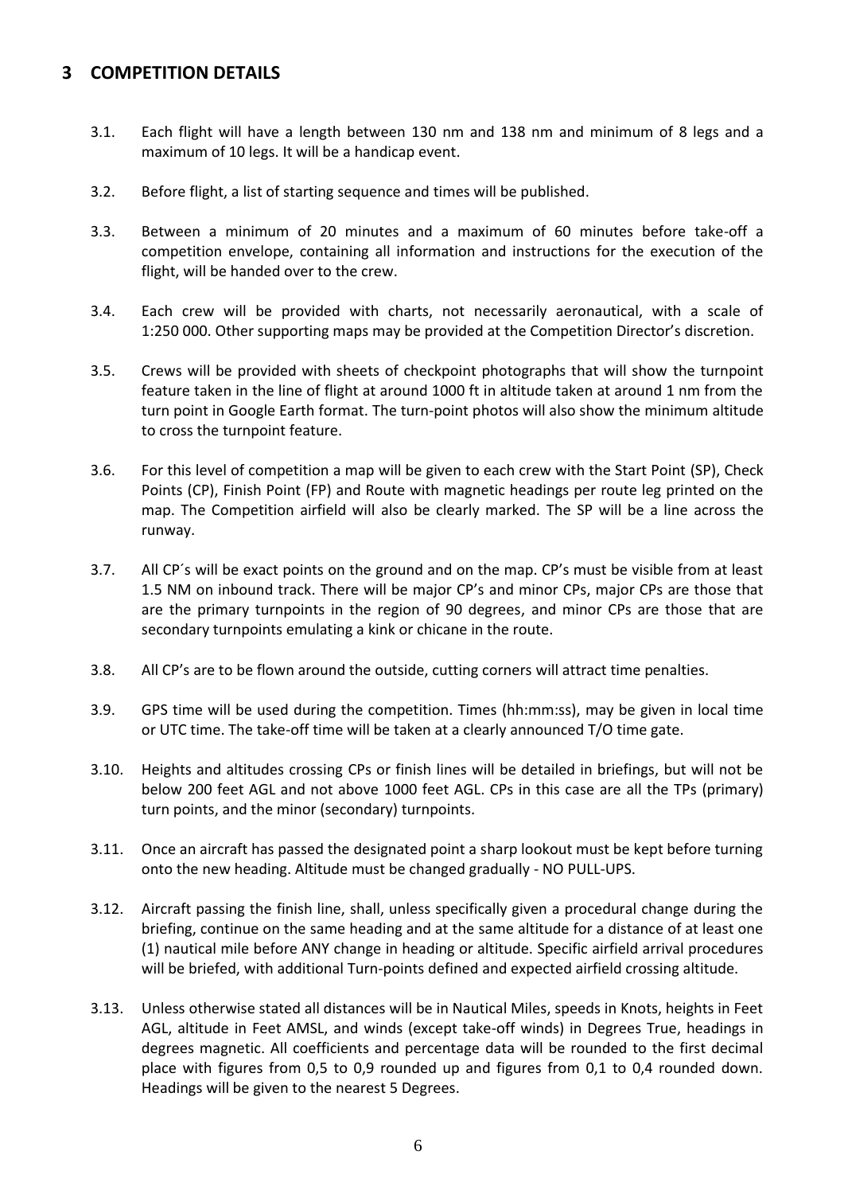## 3 COMPETITION DETAILS

3.1. Each flight will have a length between 130 nm and 138 nm and minimum of 8 legs and a maximum of 10 legs. It will be a handicap event.

3.2. Before flight, a list of starting sequence and times will be published.

3.3. Between a minimum of 20 minutes and a maximum of 60 minutes before take-off a competition envelope, containing all information and instructions for the execution of the flight, will be handed over to the crew.

3.4. Each crew will be provided with charts, not necessarily aeronautical, with a scale of 1:250 000. Other supporting maps may be provided at the Competition Director's discretion.

3.5. Crews will be provided with sheets of checkpoint photographs that will show the turnpoint feature taken in the line of flight at around 1000 ft in altitude taken at around 1 nm from the turn point in Google Earth format. The turn-point photos will also show the minimum altitude to cross the turnpoint feature.

3.6. For this level of competition a map will be given to each crew with the Start Point (SP), Check Points (CP), Finish Point (FP) and Route with magnetic headings per route leg printed on the map. The Competition airfield will also be clearly marked. The SP will be a line across the runway.

3.7. All CP´s will be exact points on the ground and on the map. CP's must be visible from at least 1.5 NM on inbound track. There will be major CP's and minor CPs, major CPs are those that are the primary turnpoints in the region of 90 degrees, and minor CPs are those that are secondary turnpoints emulating a kink or chicane in the route.

3.8. All CP's are to be flown around the outside, cutting corners will attract time penalties.

3.9. GPS time will be used during the competition. Times (hh:mm:ss), may be given in local time or UTC time. The take-off time will be taken at a clearly announced T/O time gate.

3.10. Heights and altitudes crossing CPs or finish lines will be detailed in briefings, but will not be below 200 feet AGL and not above 1000 feet AGL. CPs in this case are all the TPs (primary) turn points, and the minor (secondary) turnpoints.

3.11. Once an aircraft has passed the designated point a sharp lookout must be kept before turning onto the new heading. Altitude must be changed gradually - NO PULL-UPS.

3.12. Aircraft passing the finish line, shall, unless specifically given a procedural change during the briefing, continue on the same heading and at the same altitude for a distance of at least one (1) nautical mile before ANY change in heading or altitude. Specific airfield arrival procedures will be briefed, with additional Turn-points defined and expected airfield crossing altitude.

3.13. Unless otherwise stated all distances will be in Nautical Miles, speeds in Knots, heights in Feet AGL, altitude in Feet AMSL, and winds (except take-off winds) in Degrees True, headings in degrees magnetic. All coefficients and percentage data will be rounded to the first decimal place with figures from 0,5 to 0,9 rounded up and figures from 0,1 to 0,4 rounded down. Headings will be given to the nearest 5 Degrees.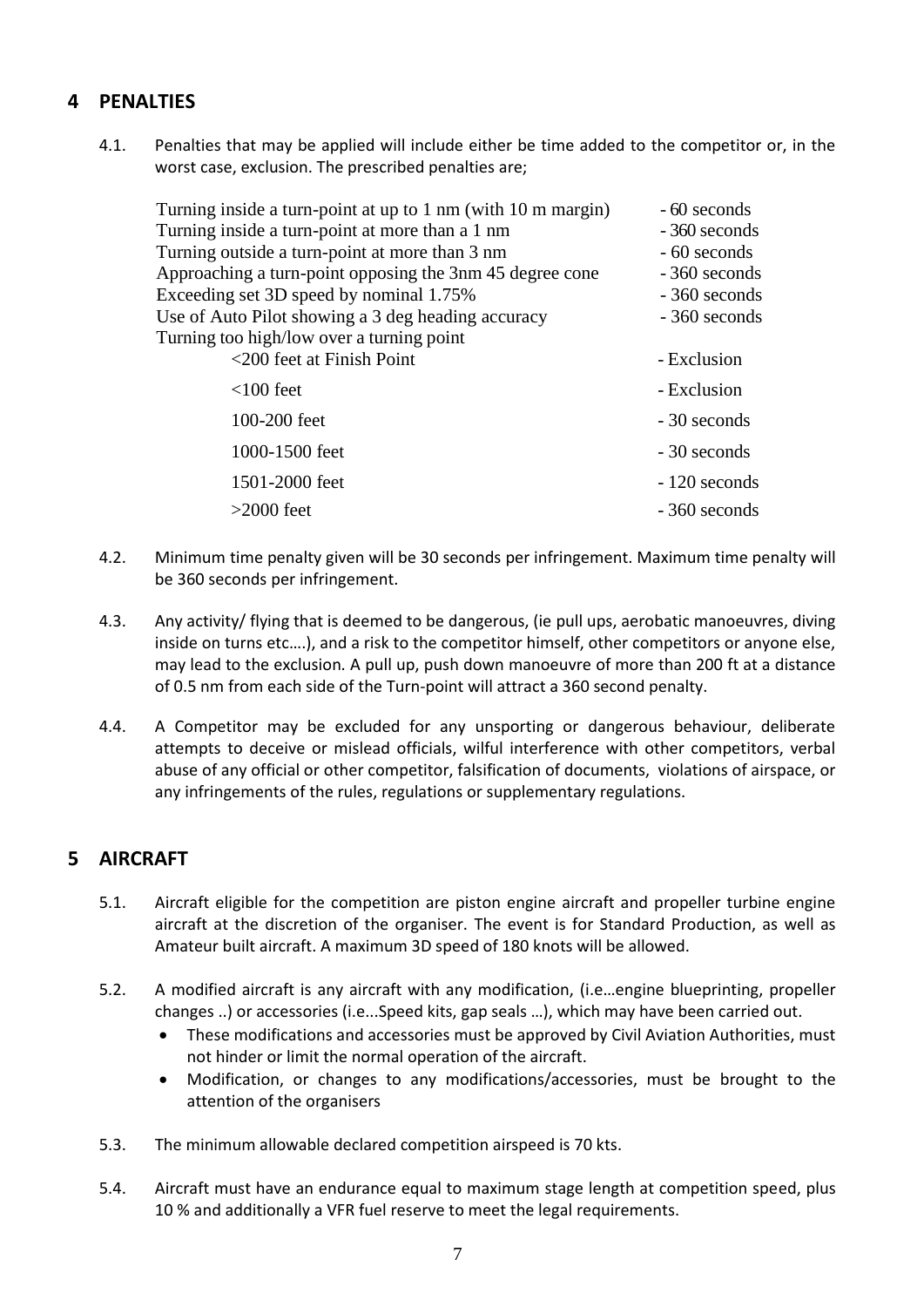## 4 PENALTIES

4.1. Penalties that may be applied will include either be time added to the competitor or, in the worst case, exclusion. The prescribed penalties are;

| | |
|---|---|
| Turning inside a turn-point at up to 1 nm (with 10 m margin) | - 60 seconds |
| Turning inside a turn-point at more than a 1 nm | - 360 seconds |
| Turning outside a turn-point at more than 3 nm | - 60 seconds |
| Approaching a turn-point opposing the 3nm 45 degree cone | - 360 seconds |
| Exceeding set 3D speed by nominal 1.75% | - 360 seconds |
| Use of Auto Pilot showing a 3 deg heading accuracy | - 360 seconds |
| Turning too high/low over a turning point | |
| <200 feet at Finish Point | - Exclusion |
| <100 feet | - Exclusion |
| 100-200 feet | - 30 seconds |
| 1000-1500 feet | - 30 seconds |
| 1501-2000 feet | - 120 seconds |
| >2000 feet | - 360 seconds |

4.2. Minimum time penalty given will be 30 seconds per infringement. Maximum time penalty will be 360 seconds per infringement.

4.3. Any activity/ flying that is deemed to be dangerous, (ie pull ups, aerobatic manoeuvres, diving inside on turns etc….), and a risk to the competitor himself, other competitors or anyone else, may lead to the exclusion. A pull up, push down manoeuvre of more than 200 ft at a distance of 0.5 nm from each side of the Turn-point will attract a 360 second penalty.

4.4. A Competitor may be excluded for any unsporting or dangerous behaviour, deliberate attempts to deceive or mislead officials, wilful interference with other competitors, verbal abuse of any official or other competitor, falsification of documents, violations of airspace, or any infringements of the rules, regulations or supplementary regulations.

## 5 AIRCRAFT

5.1. Aircraft eligible for the competition are piston engine aircraft and propeller turbine engine aircraft at the discretion of the organiser. The event is for Standard Production, as well as Amateur built aircraft. A maximum 3D speed of 180 knots will be allowed.

5.2. A modified aircraft is any aircraft with any modification, (i.e…engine blueprinting, propeller changes ..) or accessories (i.e...Speed kits, gap seals …), which may have been carried out.

- These modifications and accessories must be approved by Civil Aviation Authorities, must not hinder or limit the normal operation of the aircraft.
- Modification, or changes to any modifications/accessories, must be brought to the attention of the organisers

5.3. The minimum allowable declared competition airspeed is 70 kts.

5.4. Aircraft must have an endurance equal to maximum stage length at competition speed, plus 10 % and additionally a VFR fuel reserve to meet the legal requirements.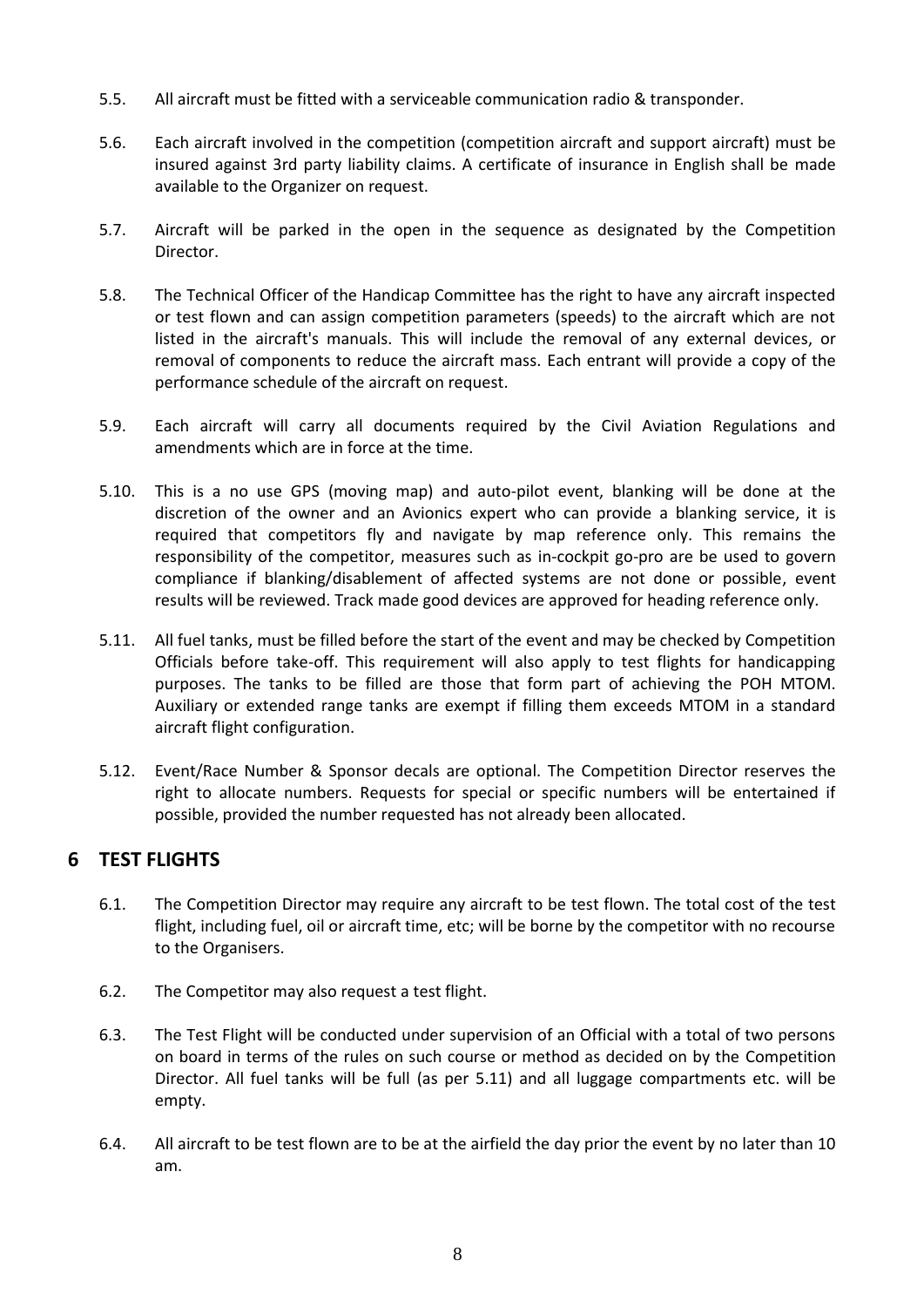5.5. All aircraft must be fitted with a serviceable communication radio & transponder.

5.6. Each aircraft involved in the competition (competition aircraft and support aircraft) must be insured against 3rd party liability claims. A certificate of insurance in English shall be made available to the Organizer on request.

5.7. Aircraft will be parked in the open in the sequence as designated by the Competition Director.

5.8. The Technical Officer of the Handicap Committee has the right to have any aircraft inspected or test flown and can assign competition parameters (speeds) to the aircraft which are not listed in the aircraft's manuals. This will include the removal of any external devices, or removal of components to reduce the aircraft mass. Each entrant will provide a copy of the performance schedule of the aircraft on request.

5.9. Each aircraft will carry all documents required by the Civil Aviation Regulations and amendments which are in force at the time.

5.10. This is a no use GPS (moving map) and auto-pilot event, blanking will be done at the discretion of the owner and an Avionics expert who can provide a blanking service, it is required that competitors fly and navigate by map reference only. This remains the responsibility of the competitor, measures such as in-cockpit go-pro are be used to govern compliance if blanking/disablement of affected systems are not done or possible, event results will be reviewed. Track made good devices are approved for heading reference only.

5.11. All fuel tanks, must be filled before the start of the event and may be checked by Competition Officials before take-off. This requirement will also apply to test flights for handicapping purposes. The tanks to be filled are those that form part of achieving the POH MTOM. Auxiliary or extended range tanks are exempt if filling them exceeds MTOM in a standard aircraft flight configuration.

5.12. Event/Race Number & Sponsor decals are optional. The Competition Director reserves the right to allocate numbers. Requests for special or specific numbers will be entertained if possible, provided the number requested has not already been allocated.

## 6 TEST FLIGHTS

6.1. The Competition Director may require any aircraft to be test flown. The total cost of the test flight, including fuel, oil or aircraft time, etc; will be borne by the competitor with no recourse to the Organisers.

6.2. The Competitor may also request a test flight.

6.3. The Test Flight will be conducted under supervision of an Official with a total of two persons on board in terms of the rules on such course or method as decided on by the Competition Director. All fuel tanks will be full (as per 5.11) and all luggage compartments etc. will be empty.

6.4. All aircraft to be test flown are to be at the airfield the day prior the event by no later than 10 am.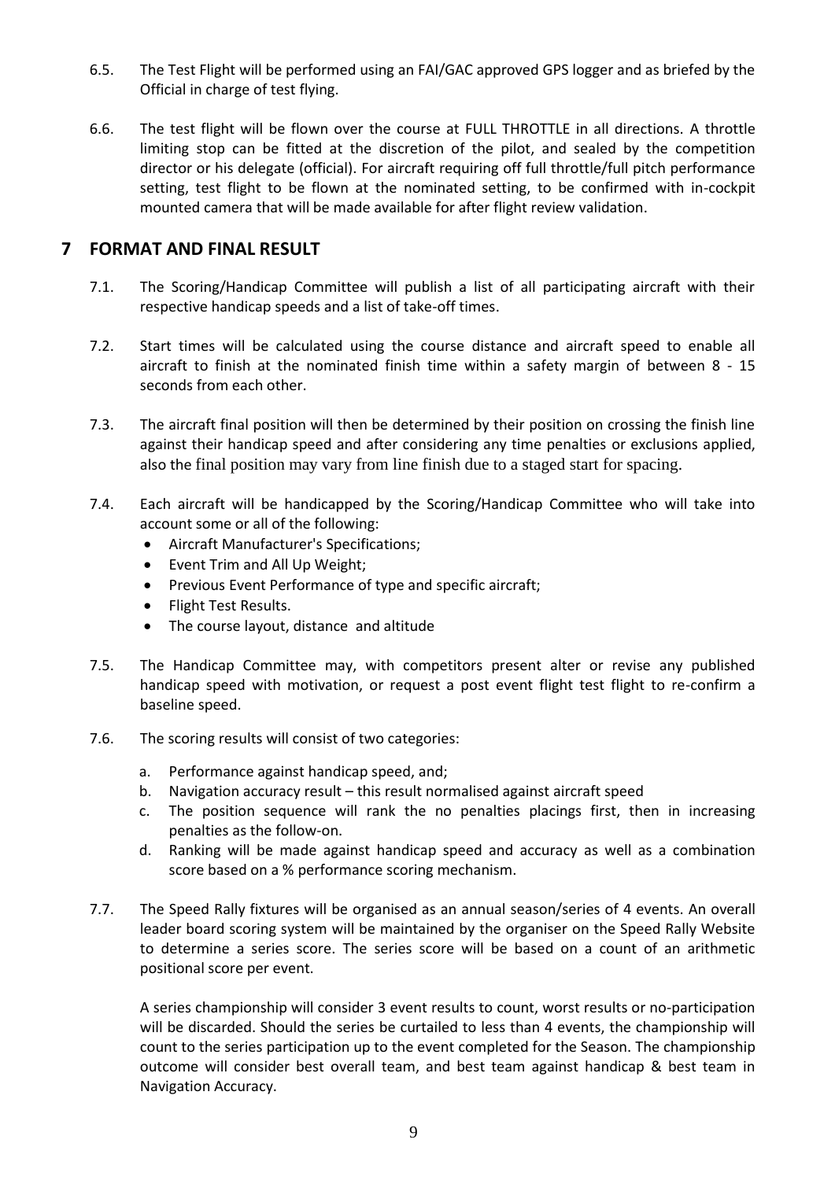6.5. The Test Flight will be performed using an FAI/GAC approved GPS logger and as briefed by the Official in charge of test flying.

6.6. The test flight will be flown over the course at FULL THROTTLE in all directions. A throttle limiting stop can be fitted at the discretion of the pilot, and sealed by the competition director or his delegate (official). For aircraft requiring off full throttle/full pitch performance setting, test flight to be flown at the nominated setting, to be confirmed with in-cockpit mounted camera that will be made available for after flight review validation.

## 7 FORMAT AND FINAL RESULT

7.1. The Scoring/Handicap Committee will publish a list of all participating aircraft with their respective handicap speeds and a list of take-off times.

7.2. Start times will be calculated using the course distance and aircraft speed to enable all aircraft to finish at the nominated finish time within a safety margin of between 8 - 15 seconds from each other.

7.3. The aircraft final position will then be determined by their position on crossing the finish line against their handicap speed and after considering any time penalties or exclusions applied, also the final position may vary from line finish due to a staged start for spacing.

7.4. Each aircraft will be handicapped by the Scoring/Handicap Committee who will take into account some or all of the following:

- Aircraft Manufacturer's Specifications;
- Event Trim and All Up Weight;
- Previous Event Performance of type and specific aircraft;
- Flight Test Results.
- The course layout, distance and altitude

7.5. The Handicap Committee may, with competitors present alter or revise any published handicap speed with motivation, or request a post event flight test flight to re-confirm a baseline speed.

7.6. The scoring results will consist of two categories:

a. Performance against handicap speed, and;
b. Navigation accuracy result – this result normalised against aircraft speed
c. The position sequence will rank the no penalties placings first, then in increasing penalties as the follow-on.
d. Ranking will be made against handicap speed and accuracy as well as a combination score based on a % performance scoring mechanism.

7.7. The Speed Rally fixtures will be organised as an annual season/series of 4 events. An overall leader board scoring system will be maintained by the organiser on the Speed Rally Website to determine a series score. The series score will be based on a count of an arithmetic positional score per event.

A series championship will consider 3 event results to count, worst results or no-participation will be discarded. Should the series be curtailed to less than 4 events, the championship will count to the series participation up to the event completed for the Season. The championship outcome will consider best overall team, and best team against handicap & best team in Navigation Accuracy.